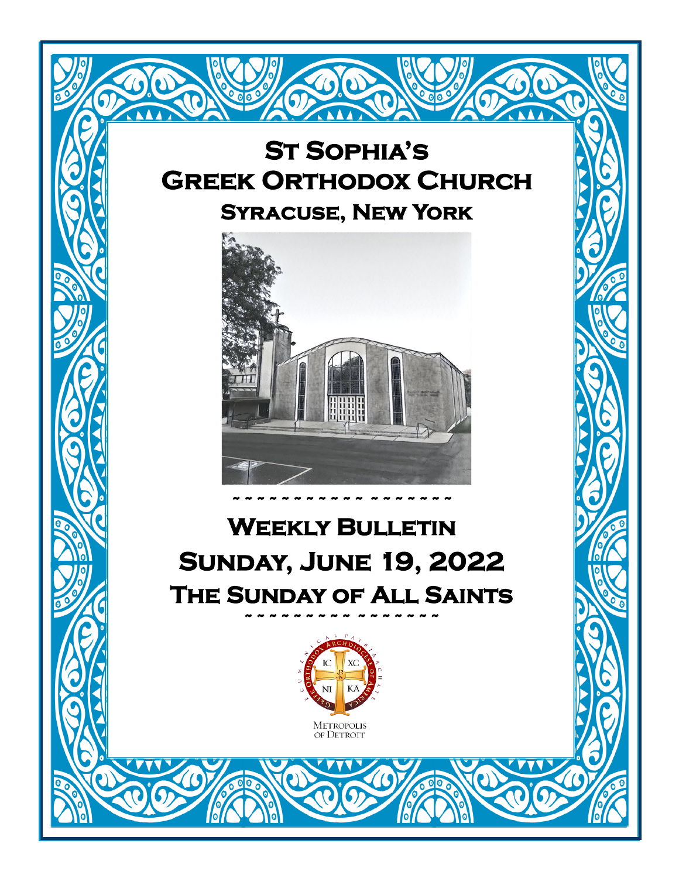# St Sophia's Greek Orthodox Church

## Syracuse, New York

~ ~ ~ ~ ~ ~ ~ ~ ~ ~ ~ ~ ~ ~ ~ ~ ~ ~ ~

# Weekly Bulletin

# Sunday, June 19, 2022

# The Sunday of All Saints

~ ~ ~ ~ ~ ~ ~ ~ ~ ~ ~ ~ ~ ~ ~ ~ ~

Ecumenical Patriarchate · Greek Orthodox Archdiocese of America

IC XC NI KA

Metropolis of Detroit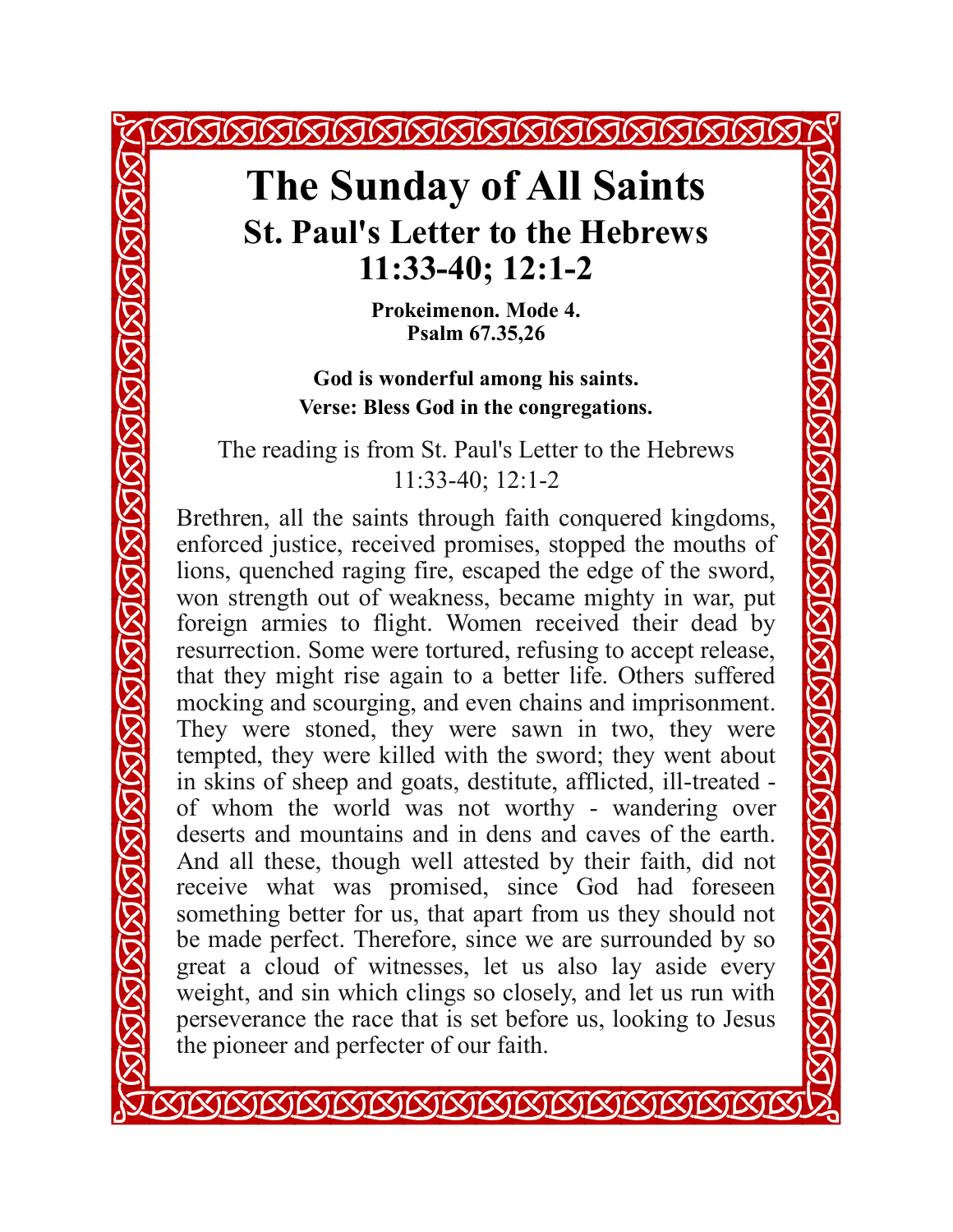# The Sunday of All Saints

## St. Paul's Letter to the Hebrews 11:33-40; 12:1-2

**Prokeimenon. Mode 4.**
**Psalm 67.35,26**

**God is wonderful among his saints.**
**Verse: Bless God in the congregations.**

The reading is from St. Paul's Letter to the Hebrews 11:33-40; 12:1-2

Brethren, all the saints through faith conquered kingdoms, enforced justice, received promises, stopped the mouths of lions, quenched raging fire, escaped the edge of the sword, won strength out of weakness, became mighty in war, put foreign armies to flight. Women received their dead by resurrection. Some were tortured, refusing to accept release, that they might rise again to a better life. Others suffered mocking and scourging, and even chains and imprisonment. They were stoned, they were sawn in two, they were tempted, they were killed with the sword; they went about in skins of sheep and goats, destitute, afflicted, ill-treated - of whom the world was not worthy - wandering over deserts and mountains and in dens and caves of the earth. And all these, though well attested by their faith, did not receive what was promised, since God had foreseen something better for us, that apart from us they should not be made perfect. Therefore, since we are surrounded by so great a cloud of witnesses, let us also lay aside every weight, and sin which clings so closely, and let us run with perseverance the race that is set before us, looking to Jesus the pioneer and perfecter of our faith.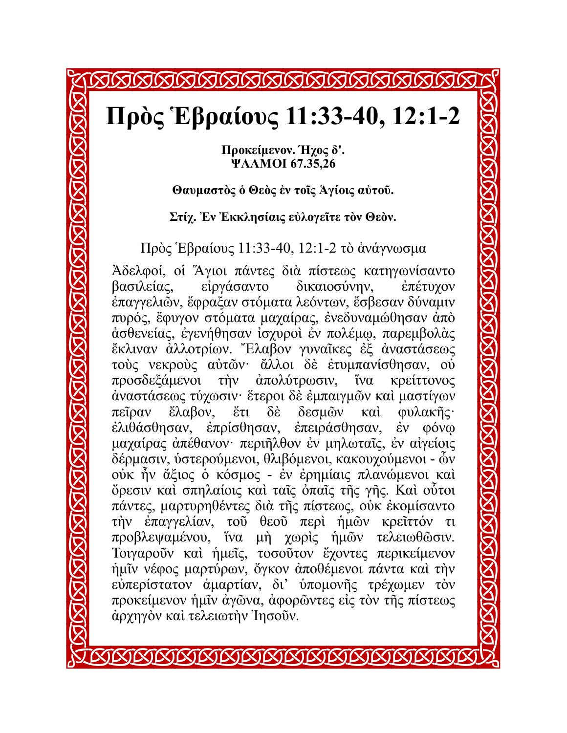# Πρὸς Ἑβραίους 11:33-40, 12:1-2

**Προκείμενον. Ἤχος δ'.**
**ΨΑΛΜΟΙ 67.35,26**

**Θαυμαστὸς ὁ Θεὸς ἐν τοῖς Ἁγίοις αὐτοῦ.**

**Στίχ. Ἐν Ἐκκλησίαις εὐλογεῖτε τὸν Θεὸν.**

Πρὸς Ἑβραίους 11:33-40, 12:1-2 τὸ ἀνάγνωσμα

Ἀδελφοί, οἱ Ἅγιοι πάντες διὰ πίστεως κατηγωνίσαντο βασιλείας, εἰργάσαντο δικαιοσύνην, ἐπέτυχον ἐπαγγελιῶν, ἔφραξαν στόματα λεόντων, ἔσβεσαν δύναμιν πυρός, ἔφυγον στόματα μαχαίρας, ἐνεδυναμώθησαν ἀπὸ ἀσθενείας, ἐγενήθησαν ἰσχυροὶ ἐν πολέμῳ, παρεμβολὰς ἔκλιναν ἀλλοτρίων. Ἔλαβον γυναῖκες ἐξ ἀναστάσεως τοὺς νεκροὺς αὐτῶν· ἄλλοι δὲ ἐτυμπανίσθησαν, οὐ προσδεξάμενοι τὴν ἀπολύτρωσιν, ἵνα κρείττονος ἀναστάσεως τύχωσιν· ἕτεροι δὲ ἐμπαιγμῶν καὶ μαστίγων πεῖραν ἔλαβον, ἔτι δὲ δεσμῶν καὶ φυλακῆς· ἐλιθάσθησαν, ἐπρίσθησαν, ἐπειράσθησαν, ἐν φόνῳ μαχαίρας ἀπέθανον· περιῆλθον ἐν μηλωταῖς, ἐν αἰγείοις δέρμασιν, ὑστερούμενοι, θλιβόμενοι, κακουχούμενοι - ὧν οὐκ ἦν ἄξιος ὁ κόσμος - ἐν ἐρημίαις πλανώμενοι καὶ ὄρεσιν καὶ σπηλαίοις καὶ ταῖς ὀπαῖς τῆς γῆς. Καὶ οὗτοι πάντες, μαρτυρηθέντες διὰ τῆς πίστεως, οὐκ ἐκομίσαντο τὴν ἐπαγγελίαν, τοῦ θεοῦ περὶ ἡμῶν κρεῖττόν τι προβλεψαμένου, ἵνα μὴ χωρὶς ἡμῶν τελειωθῶσιν. Τοιγαροῦν καὶ ἡμεῖς, τοσοῦτον ἔχοντες περικείμενον ἡμῖν νέφος μαρτύρων, ὄγκον ἀποθέμενοι πάντα καὶ τὴν εὐπερίστατον ἁμαρτίαν, δι' ὑπομονῆς τρέχωμεν τὸν προκείμενον ἡμῖν ἀγῶνα, ἀφορῶντες εἰς τὸν τῆς πίστεως ἀρχηγὸν καὶ τελειωτὴν Ἰησοῦν.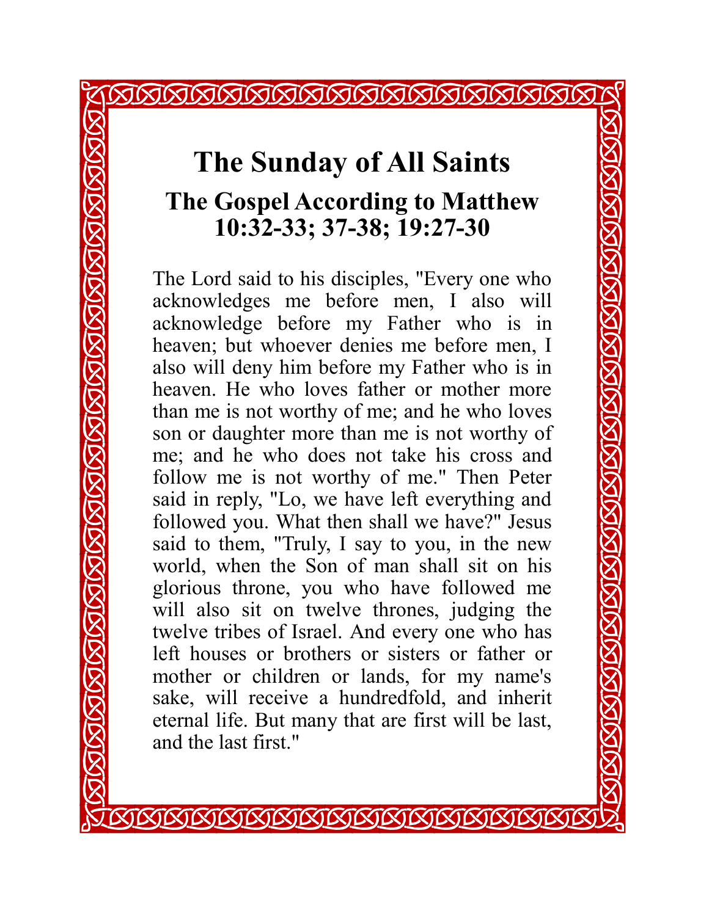# The Sunday of All Saints

## The Gospel According to Matthew 10:32-33; 37-38; 19:27-30

The Lord said to his disciples, "Every one who acknowledges me before men, I also will acknowledge before my Father who is in heaven; but whoever denies me before men, I also will deny him before my Father who is in heaven. He who loves father or mother more than me is not worthy of me; and he who loves son or daughter more than me is not worthy of me; and he who does not take his cross and follow me is not worthy of me." Then Peter said in reply, "Lo, we have left everything and followed you. What then shall we have?" Jesus said to them, "Truly, I say to you, in the new world, when the Son of man shall sit on his glorious throne, you who have followed me will also sit on twelve thrones, judging the twelve tribes of Israel. And every one who has left houses or brothers or sisters or father or mother or children or lands, for my name's sake, will receive a hundredfold, and inherit eternal life. But many that are first will be last, and the last first."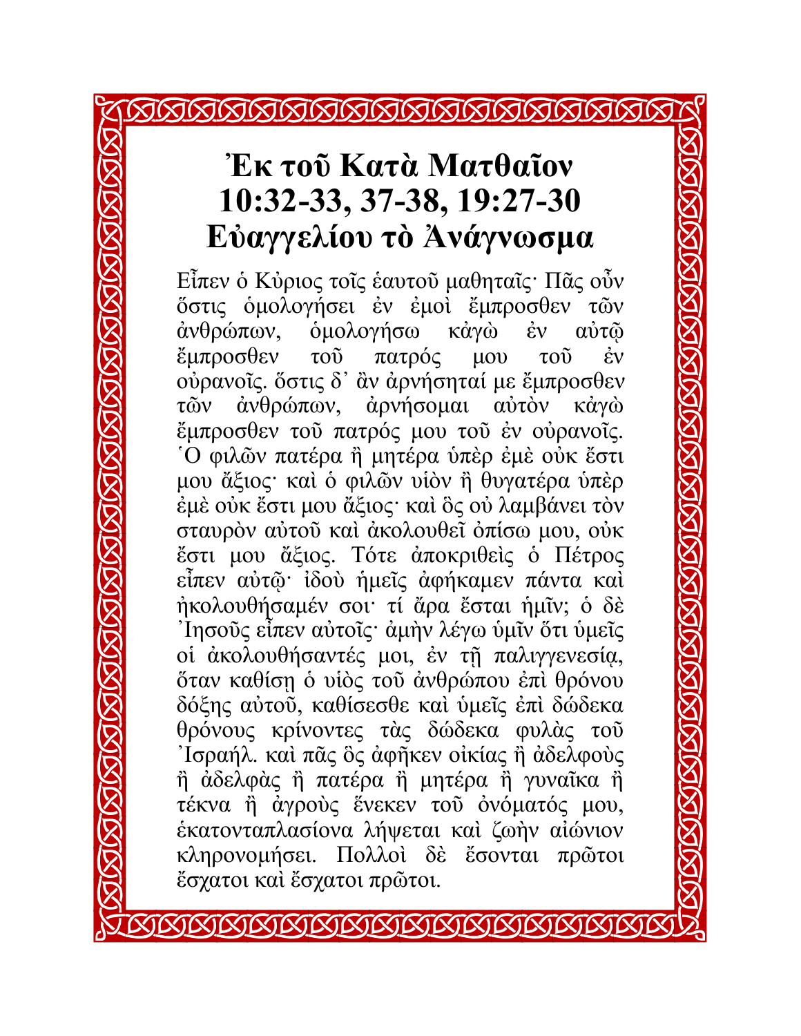# Ἐκ τοῦ Κατὰ Ματθαῖον 10:32-33, 37-38, 19:27-30 Εὐαγγελίου τὸ Ἀνάγνωσμα

Εἶπεν ὁ Κύριος τοῖς ἑαυτοῦ μαθηταῖς· Πᾶς οὖν ὅστις ὁμολογήσει ἐν ἐμοὶ ἔμπροσθεν τῶν ἀνθρώπων, ὁμολογήσω κἀγὼ ἐν αὐτῷ ἔμπροσθεν τοῦ πατρός μου τοῦ ἐν οὐρανοῖς. ὅστις δ᾽ ἂν ἀρνήσηταί με ἔμπροσθεν τῶν ἀνθρώπων, ἀρνήσομαι αὐτὸν κἀγὼ ἔμπροσθεν τοῦ πατρός μου τοῦ ἐν οὐρανοῖς. ῾Ο φιλῶν πατέρα ἢ μητέρα ὑπὲρ ἐμὲ οὐκ ἔστι μου ἄξιος· καὶ ὁ φιλῶν υἱὸν ἢ θυγατέρα ὑπὲρ ἐμὲ οὐκ ἔστι μου ἄξιος· καὶ ὃς οὐ λαμβάνει τὸν σταυρὸν αὐτοῦ καὶ ἀκολουθεῖ ὀπίσω μου, οὐκ ἔστι μου ἄξιος. Τότε ἀποκριθεὶς ὁ Πέτρος εἶπεν αὐτῷ· ἰδοὺ ἡμεῖς ἀφήκαμεν πάντα καὶ ἠκολουθήσαμέν σοι· τί ἄρα ἔσται ἡμῖν; ὁ δὲ ᾿Ιησοῦς εἶπεν αὐτοῖς· ἀμὴν λέγω ὑμῖν ὅτι ὑμεῖς οἱ ἀκολουθήσαντές μοι, ἐν τῇ παλιγγενεσίᾳ, ὅταν καθίσῃ ὁ υἱὸς τοῦ ἀνθρώπου ἐπὶ θρόνου δόξης αὐτοῦ, καθίσεσθε καὶ ὑμεῖς ἐπὶ δώδεκα θρόνους κρίνοντες τὰς δώδεκα φυλὰς τοῦ ᾿Ισραήλ. καὶ πᾶς ὃς ἀφῆκεν οἰκίας ἢ ἀδελφοὺς ἢ ἀδελφὰς ἢ πατέρα ἢ μητέρα ἢ γυναῖκα ἢ τέκνα ἢ ἀγροὺς ἕνεκεν τοῦ ὀνόματός μου, ἑκατονταπλασίονα λήψεται καὶ ζωὴν αἰώνιον κληρονομήσει. Πολλοὶ δὲ ἔσονται πρῶτοι ἔσχατοι καὶ ἔσχατοι πρῶτοι.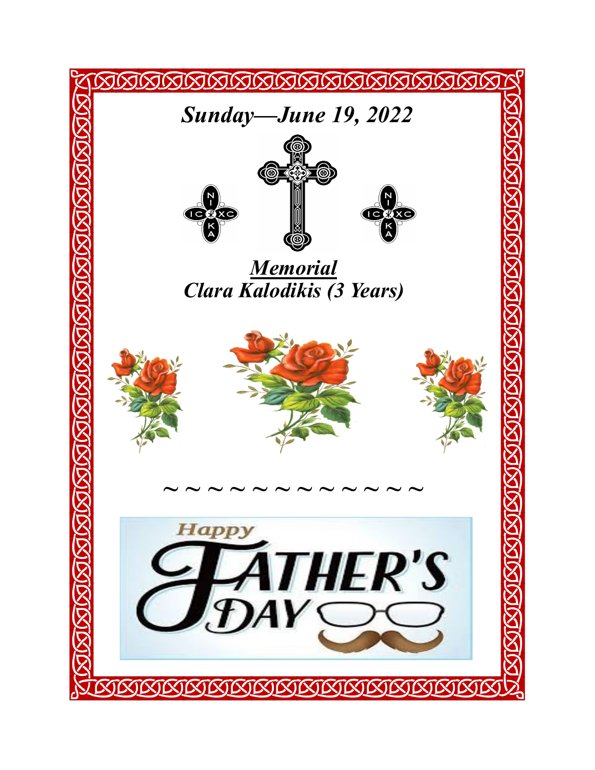*Sunday—June 19, 2022*

***<u>Memorial</u>***

***Clara Kalodikis (3 Years)***

~ ~ ~ ~ ~ ~ ~ ~ ~ ~ ~ ~ ~

Happy FATHER'S DAY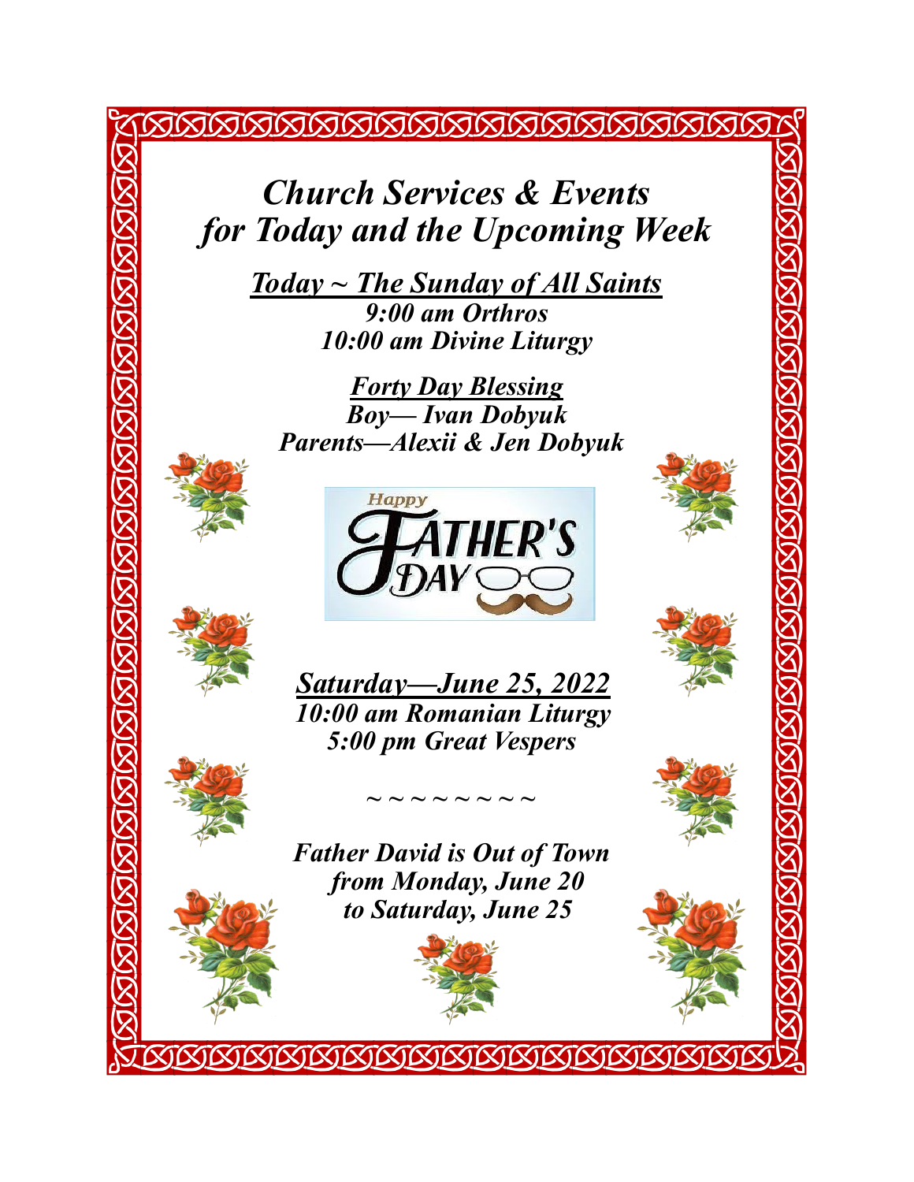# *Church Services & Events for Today and the Upcoming Week*

***Today ~ The Sunday of All Saints***

***9:00 am Orthros***

***10:00 am Divine Liturgy***

***Forty Day Blessing***

***Boy— Ivan Dobyuk***

***Parents—Alexii & Jen Dobyuk***

Happy FATHER'S DAY

***Saturday—June 25, 2022***

***10:00 am Romanian Liturgy***

***5:00 pm Great Vespers***

~ ~ ~ ~ ~ ~ ~ ~

***Father David is Out of Town from Monday, June 20 to Saturday, June 25***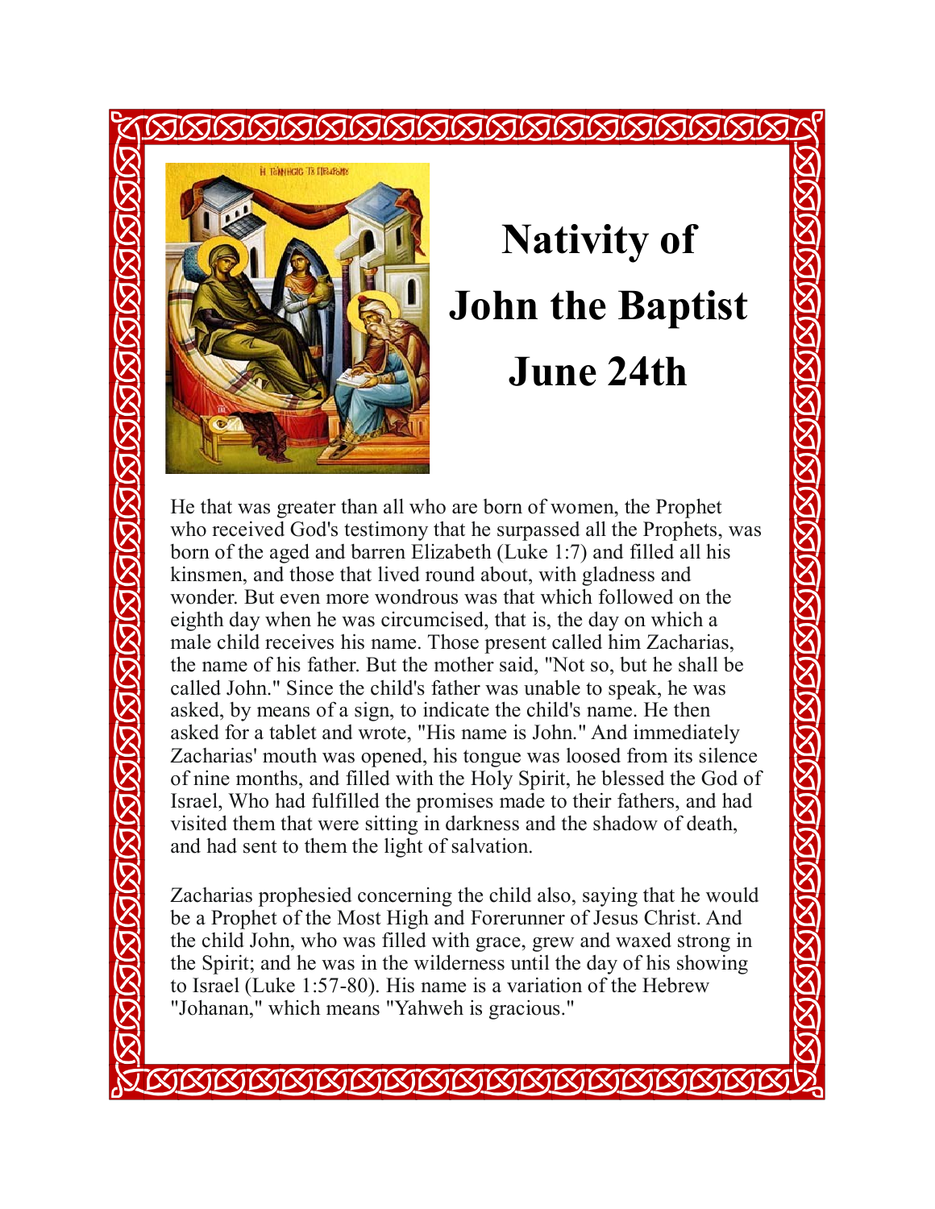# Nativity of John the Baptist June 24th

He that was greater than all who are born of women, the Prophet who received God's testimony that he surpassed all the Prophets, was born of the aged and barren Elizabeth (Luke 1:7) and filled all his kinsmen, and those that lived round about, with gladness and wonder. But even more wondrous was that which followed on the eighth day when he was circumcised, that is, the day on which a male child receives his name. Those present called him Zacharias, the name of his father. But the mother said, "Not so, but he shall be called John." Since the child's father was unable to speak, he was asked, by means of a sign, to indicate the child's name. He then asked for a tablet and wrote, "His name is John." And immediately Zacharias' mouth was opened, his tongue was loosed from its silence of nine months, and filled with the Holy Spirit, he blessed the God of Israel, Who had fulfilled the promises made to their fathers, and had visited them that were sitting in darkness and the shadow of death, and had sent to them the light of salvation.

Zacharias prophesied concerning the child also, saying that he would be a Prophet of the Most High and Forerunner of Jesus Christ. And the child John, who was filled with grace, grew and waxed strong in the Spirit; and he was in the wilderness until the day of his showing to Israel (Luke 1:57-80). His name is a variation of the Hebrew "Johanan," which means "Yahweh is gracious."